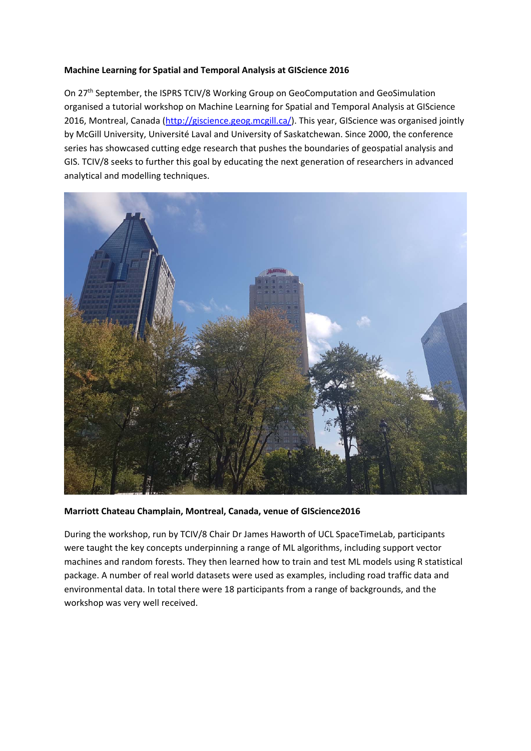**Machine Learning for Spatial and Temporal Analysis at GIScience 2016**

On 27th September, the ISPRS TCIV/8 Working Group on GeoComputation and GeoSimulation organised a tutorial workshop on Machine Learning for Spatial and Temporal Analysis at GIScience 2016, Montreal, Canada (http://giscience.geog.mcgill.ca/). This year, GIScience was organised jointly by McGill University, Université Laval and University of Saskatchewan. Since 2000, the conference series has showcased cutting edge research that pushes the boundaries of geospatial analysis and GIS. TCIV/8 seeks to further this goal by educating the next generation of researchers in advanced analytical and modelling techniques.

**Marriott Chateau Champlain, Montreal, Canada, venue of GIScience2016**

During the workshop, run by TCIV/8 Chair Dr James Haworth of UCL SpaceTimeLab, participants were taught the key concepts underpinning a range of ML algorithms, including support vector machines and random forests. They then learned how to train and test ML models using R statistical package. A number of real world datasets were used as examples, including road traffic data and environmental data. In total there were 18 participants from a range of backgrounds, and the workshop was very well received.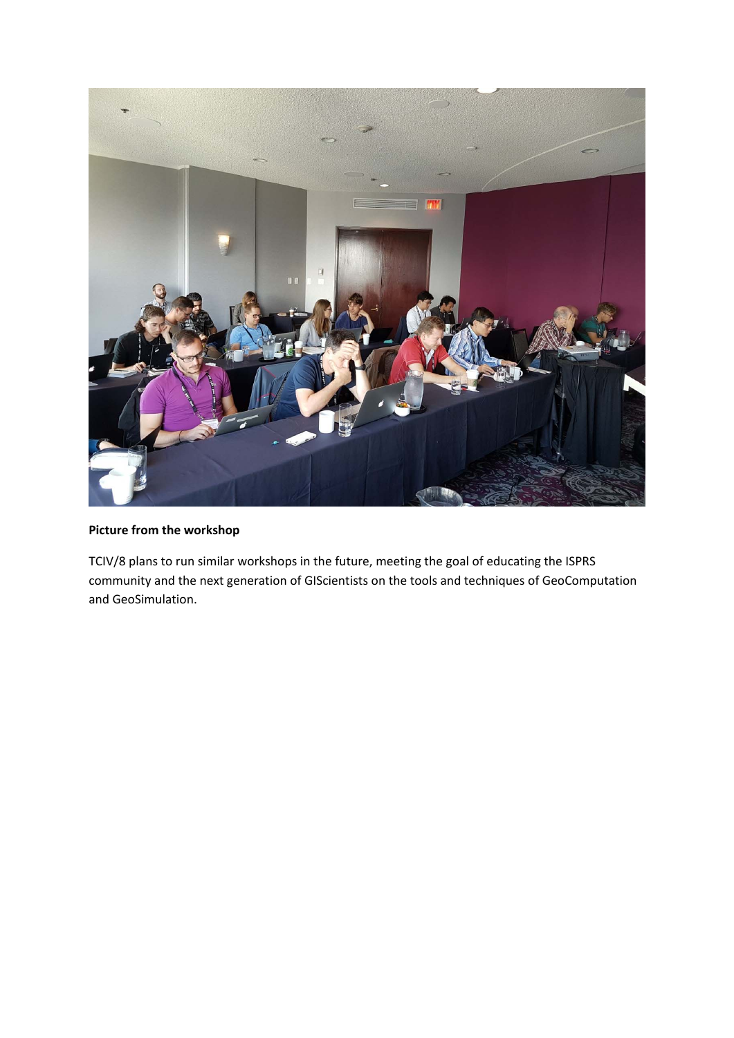**Picture from the workshop**

TCIV/8 plans to run similar workshops in the future, meeting the goal of educating the ISPRS community and the next generation of GIScientists on the tools and techniques of GeoComputation and GeoSimulation.